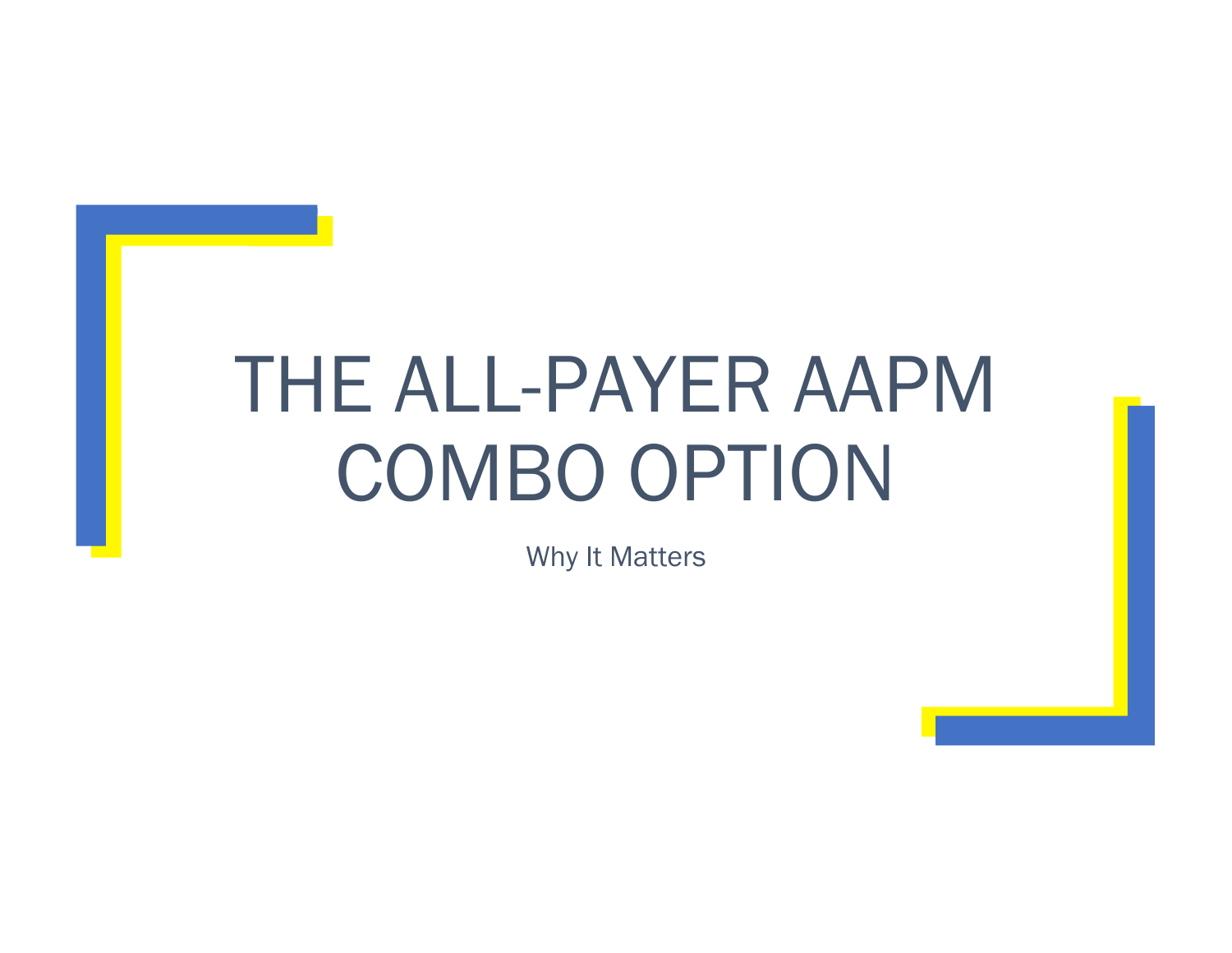# THE ALL-PAYER AAPM COMBO OPTION

Why It Matters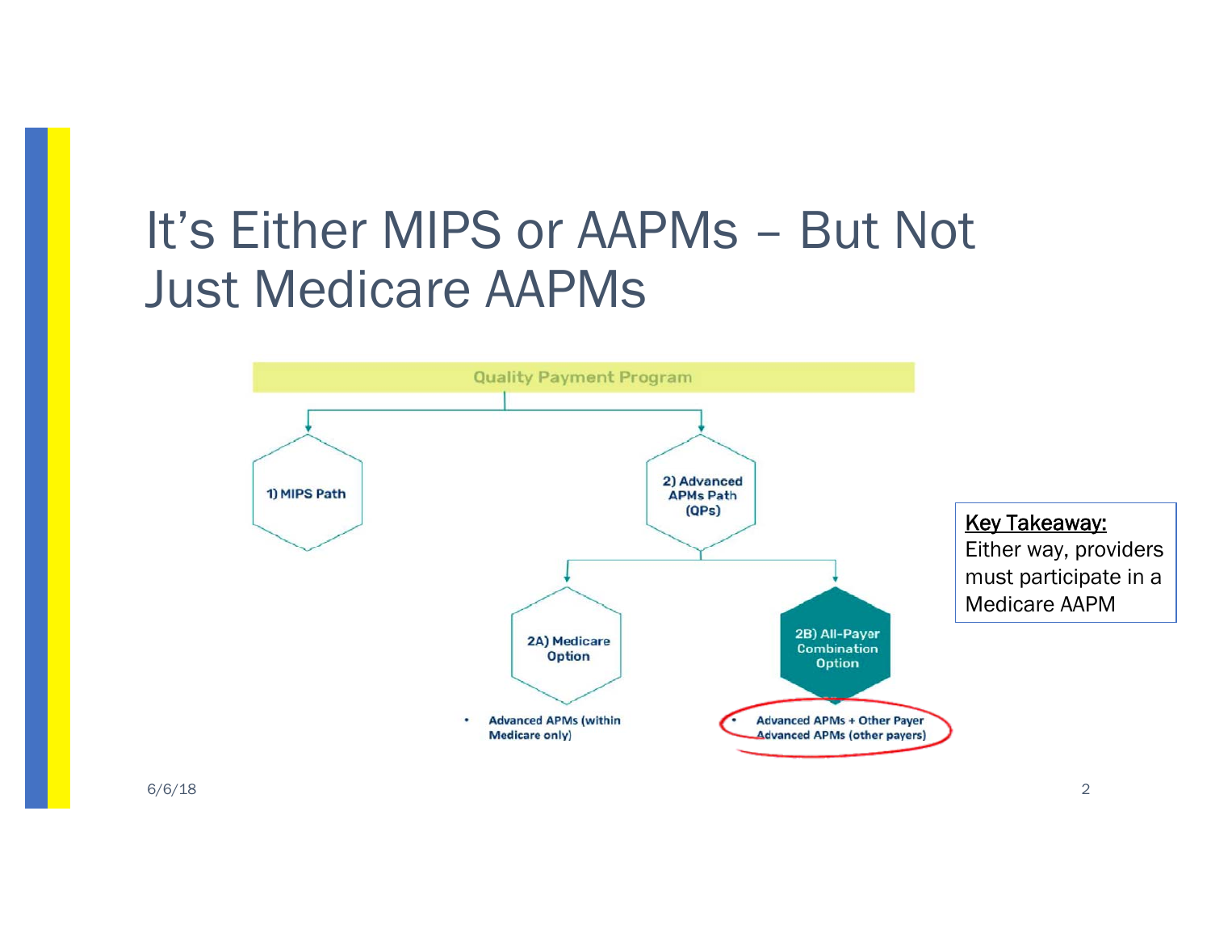# It's Either MIPS or AAPMs – But Not Just Medicare AAPMs

Quality Payment Program

- 1) MIPS Path
- 2) Advanced APMs Path (QPs)
  - 2A) Medicare Option
    - Advanced APMs (within Medicare only)
  - 2B) All-Payer Combination Option
    - Advanced APMs + Other Payer Advanced APMs (other payers)

**Key Takeaway:**
Either way, providers must participate in a Medicare AAPM

6/6/18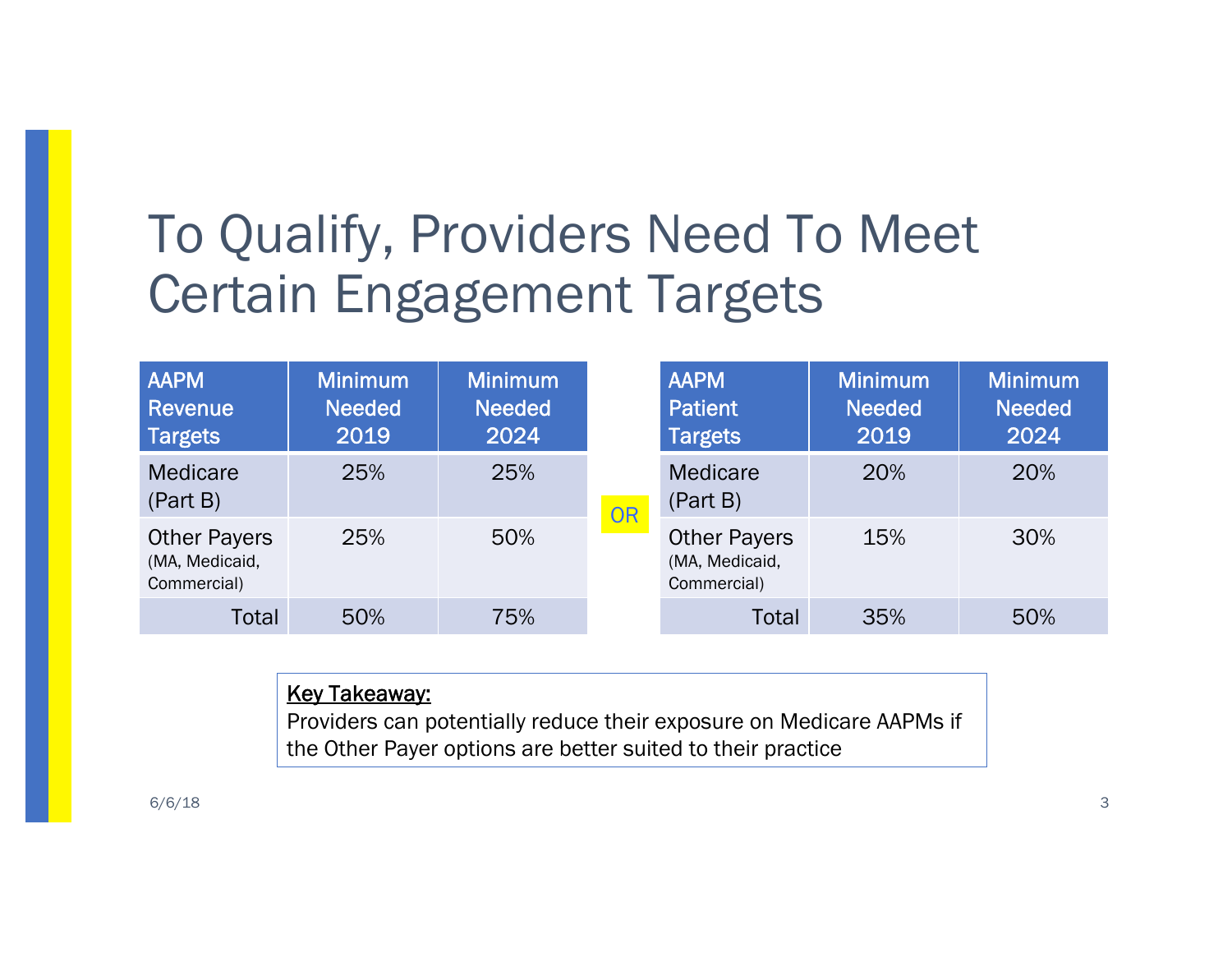# To Qualify, Providers Need To Meet Certain Engagement Targets

| AAPM Revenue Targets | Minimum Needed 2019 | Minimum Needed 2024 |
|---|---|---|
| Medicare (Part B) | 25% | 25% |
| Other Payers (MA, Medicaid, Commercial) | 25% | 50% |
| Total | 50% | 75% |

OR

| AAPM Patient Targets | Minimum Needed 2019 | Minimum Needed 2024 |
|---|---|---|
| Medicare (Part B) | 20% | 20% |
| Other Payers (MA, Medicaid, Commercial) | 15% | 30% |
| Total | 35% | 50% |

**Key Takeaway:**
Providers can potentially reduce their exposure on Medicare AAPMs if the Other Payer options are better suited to their practice

6/6/18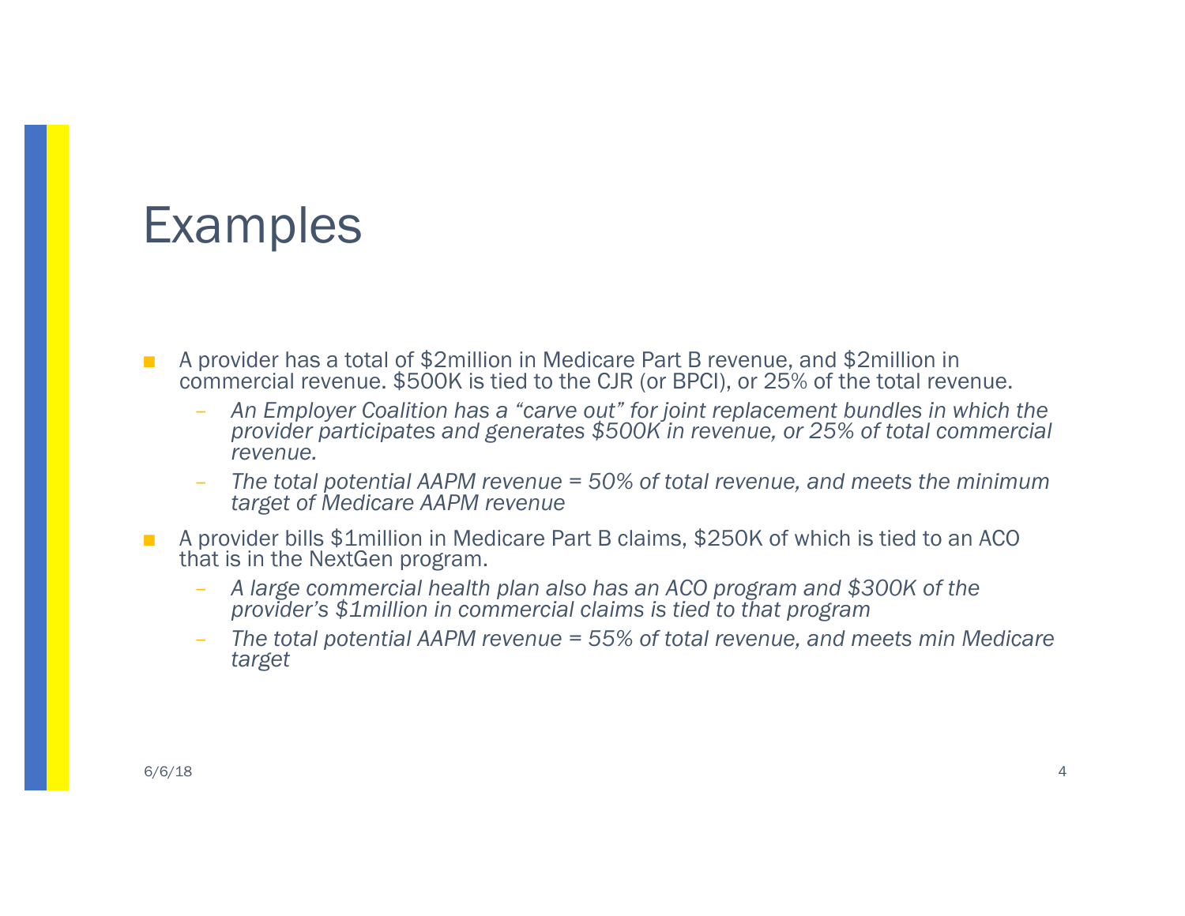# Examples

- A provider has a total of $2million in Medicare Part B revenue, and $2million in commercial revenue. $500K is tied to the CJR (or BPCI), or 25% of the total revenue.
  - *An Employer Coalition has a "carve out" for joint replacement bundles in which the provider participates and generates $500K in revenue, or 25% of total commercial revenue.*
  - *The total potential AAPM revenue = 50% of total revenue, and meets the minimum target of Medicare AAPM revenue*
- A provider bills $1million in Medicare Part B claims, $250K of which is tied to an ACO that is in the NextGen program.
  - *A large commercial health plan also has an ACO program and $300K of the provider's $1million in commercial claims is tied to that program*
  - *The total potential AAPM revenue = 55% of total revenue, and meets min Medicare target*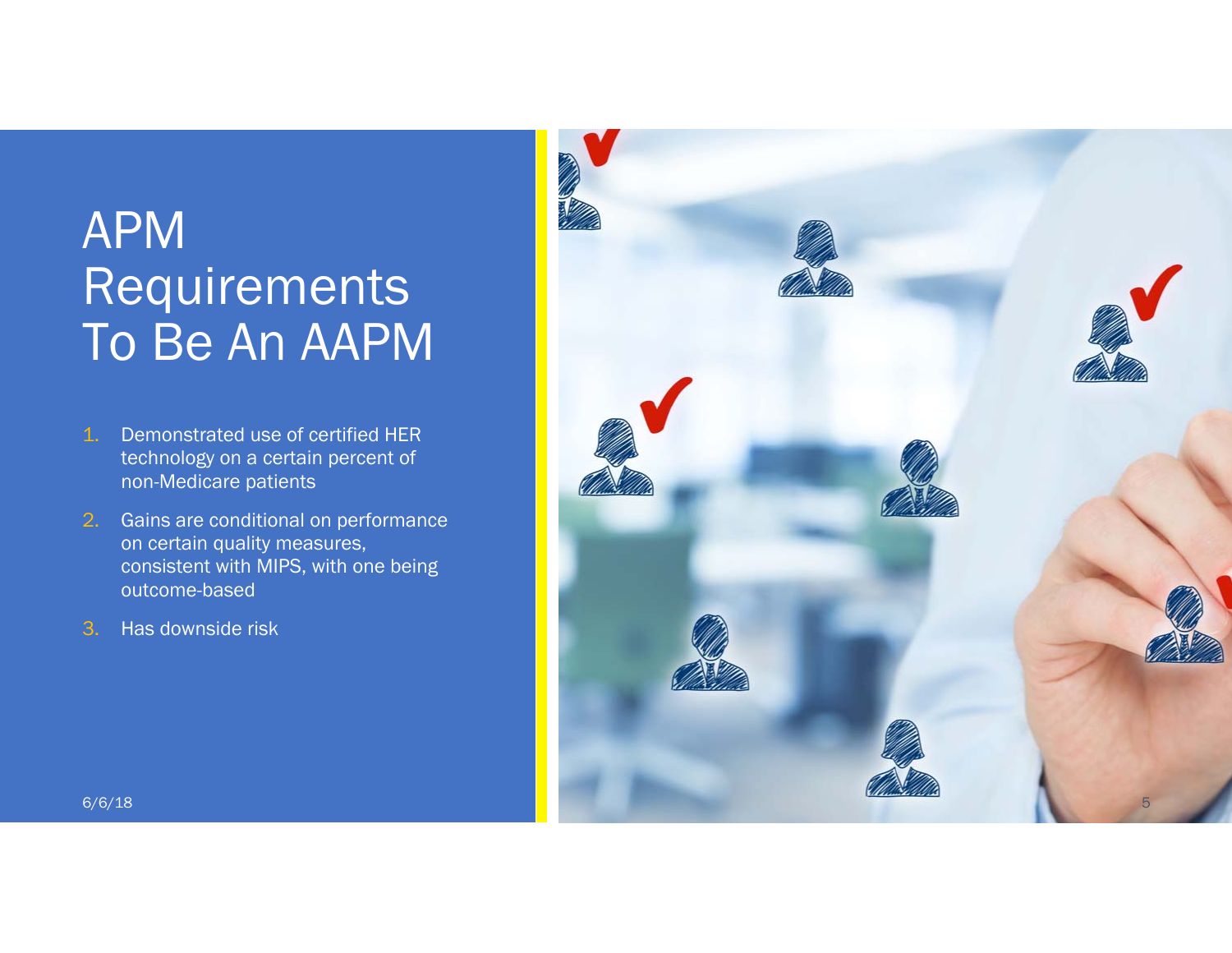# APM Requirements To Be An AAPM

1. Demonstrated use of certified HER technology on a certain percent of non-Medicare patients
2. Gains are conditional on performance on certain quality measures, consistent with MIPS, with one being outcome-based
3. Has downside risk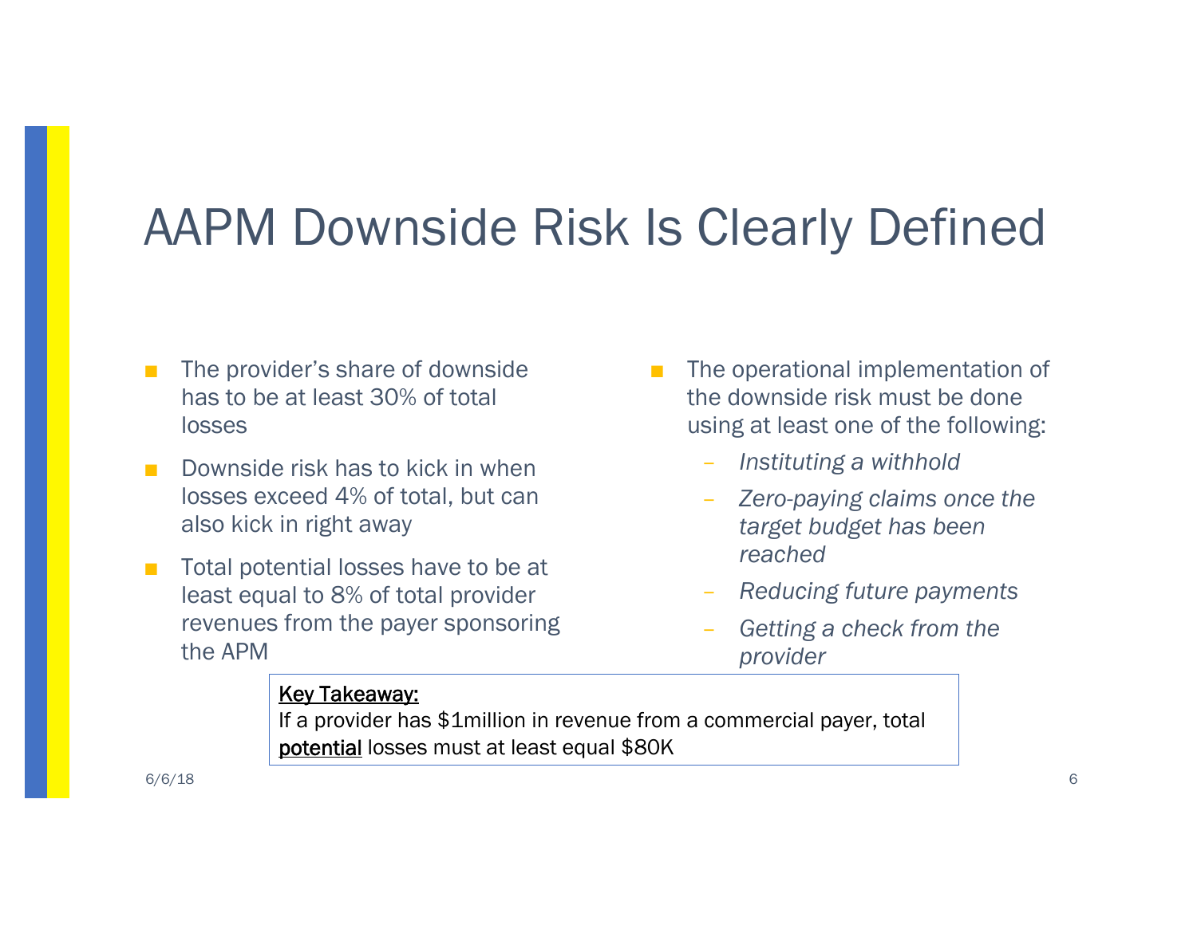# AAPM Downside Risk Is Clearly Defined

- The provider's share of downside has to be at least 30% of total losses
- Downside risk has to kick in when losses exceed 4% of total, but can also kick in right away
- Total potential losses have to be at least equal to 8% of total provider revenues from the payer sponsoring the APM

- The operational implementation of the downside risk must be done using at least one of the following:
  - *Instituting a withhold*
  - *Zero-paying claims once the target budget has been reached*
  - *Reducing future payments*
  - *Getting a check from the provider*

Key Takeaway:
If a provider has $1million in revenue from a commercial payer, total potential losses must at least equal $80K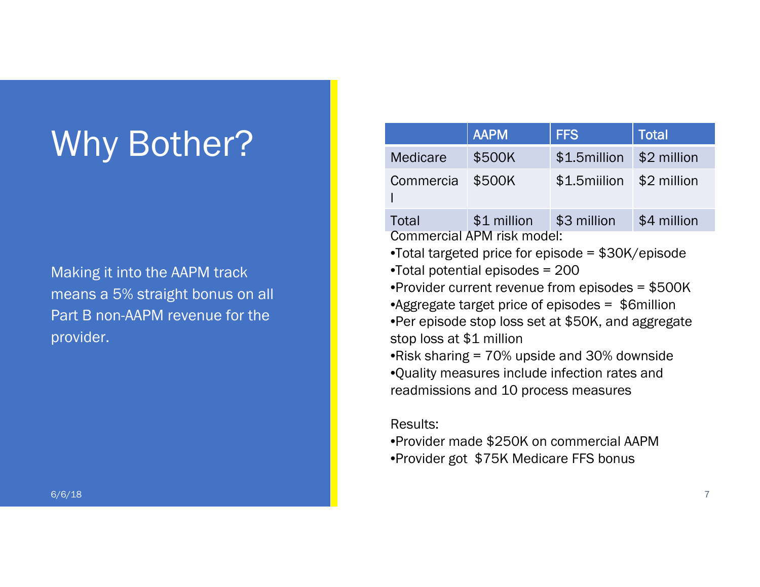# Why Bother?

Making it into the AAPM track means a 5% straight bonus on all Part B non-AAPM revenue for the provider.

| | AAPM | FFS | Total |
|---|---|---|---|
| Medicare | $500K | $1.5million | $2 million |
| Commercial | $500K | $1.5miilion | $2 million |
| Total | $1 million | $3 million | $4 million |

Commercial APM risk model:

- Total targeted price for episode = $30K/episode
- Total potential episodes = 200
- Provider current revenue from episodes = $500K
- Aggregate target price of episodes = $6million
- Per episode stop loss set at $50K, and aggregate stop loss at $1 million
- Risk sharing = 70% upside and 30% downside
- Quality measures include infection rates and readmissions and 10 process measures

Results:

- Provider made $250K on commercial AAPM
- Provider got $75K Medicare FFS bonus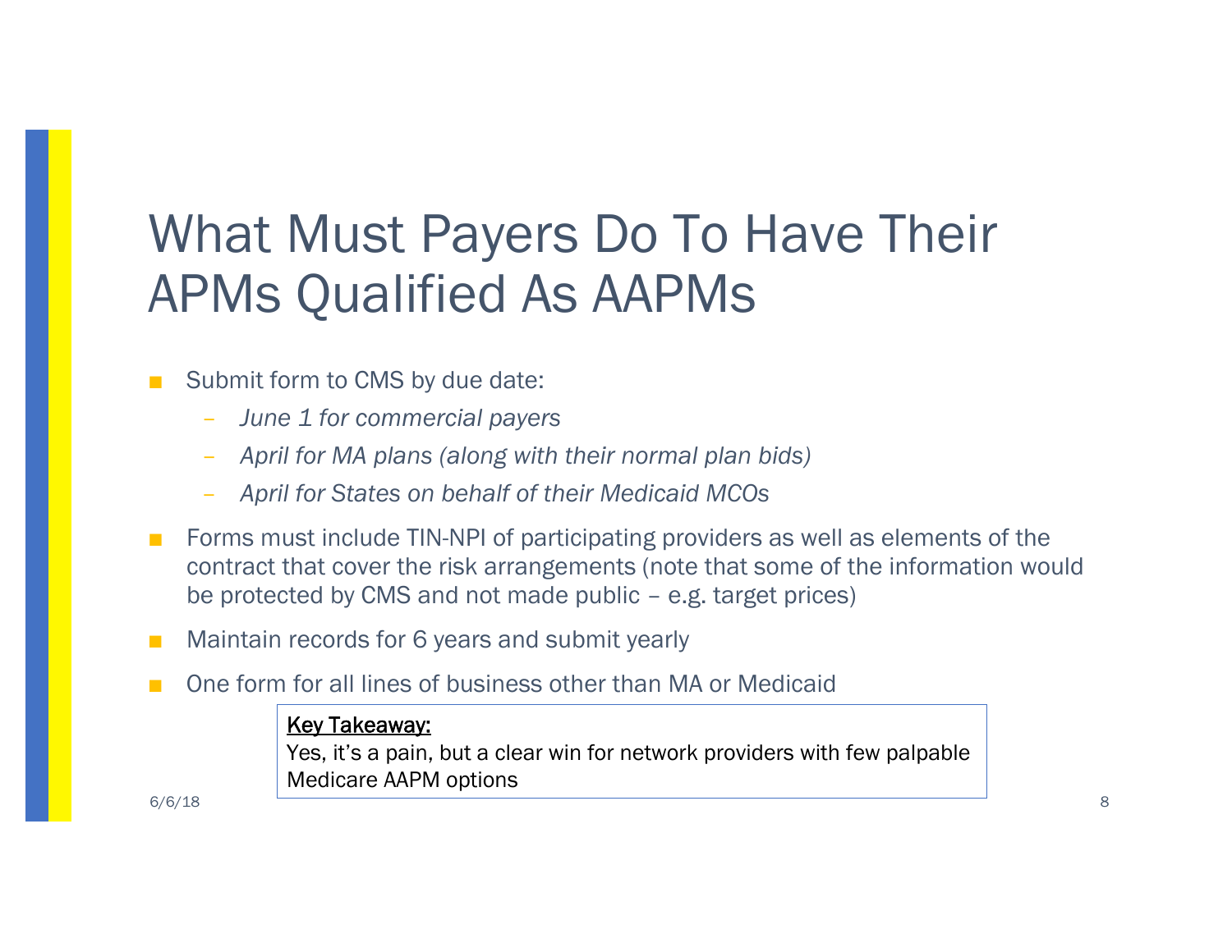# What Must Payers Do To Have Their APMs Qualified As AAPMs

- Submit form to CMS by due date:
  - *June 1 for commercial payers*
  - *April for MA plans (along with their normal plan bids)*
  - *April for States on behalf of their Medicaid MCOs*
- Forms must include TIN-NPI of participating providers as well as elements of the contract that cover the risk arrangements (note that some of the information would be protected by CMS and not made public – e.g. target prices)
- Maintain records for 6 years and submit yearly
- One form for all lines of business other than MA or Medicaid

> **Key Takeaway:**
> Yes, it's a pain, but a clear win for network providers with few palpable Medicare AAPM options

6/6/18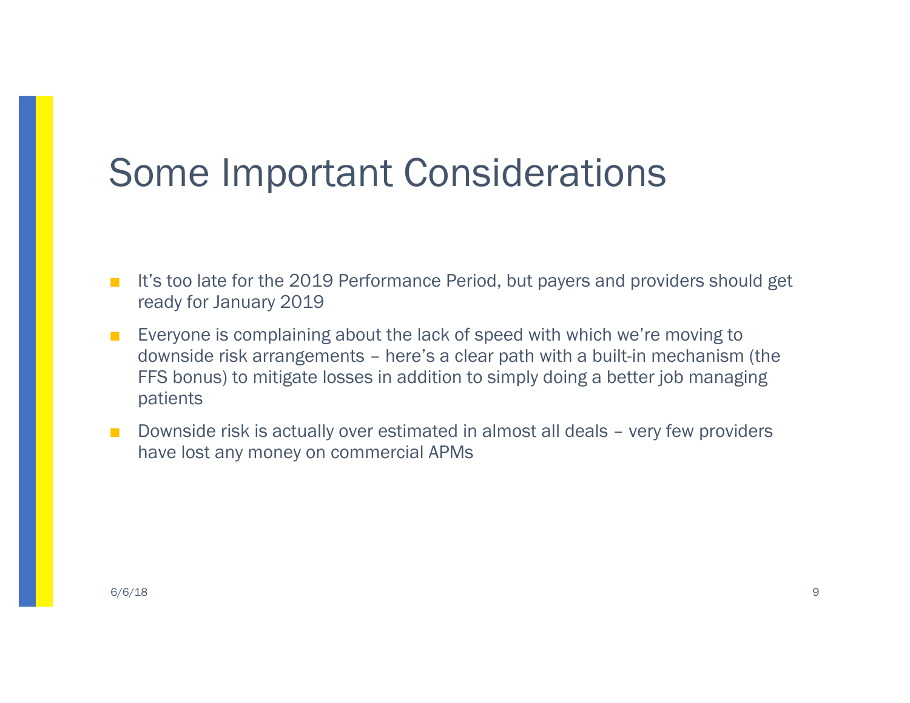# Some Important Considerations

- It's too late for the 2019 Performance Period, but payers and providers should get ready for January 2019
- Everyone is complaining about the lack of speed with which we're moving to downside risk arrangements – here's a clear path with a built-in mechanism (the FFS bonus) to mitigate losses in addition to simply doing a better job managing patients
- Downside risk is actually over estimated in almost all deals – very few providers have lost any money on commercial APMs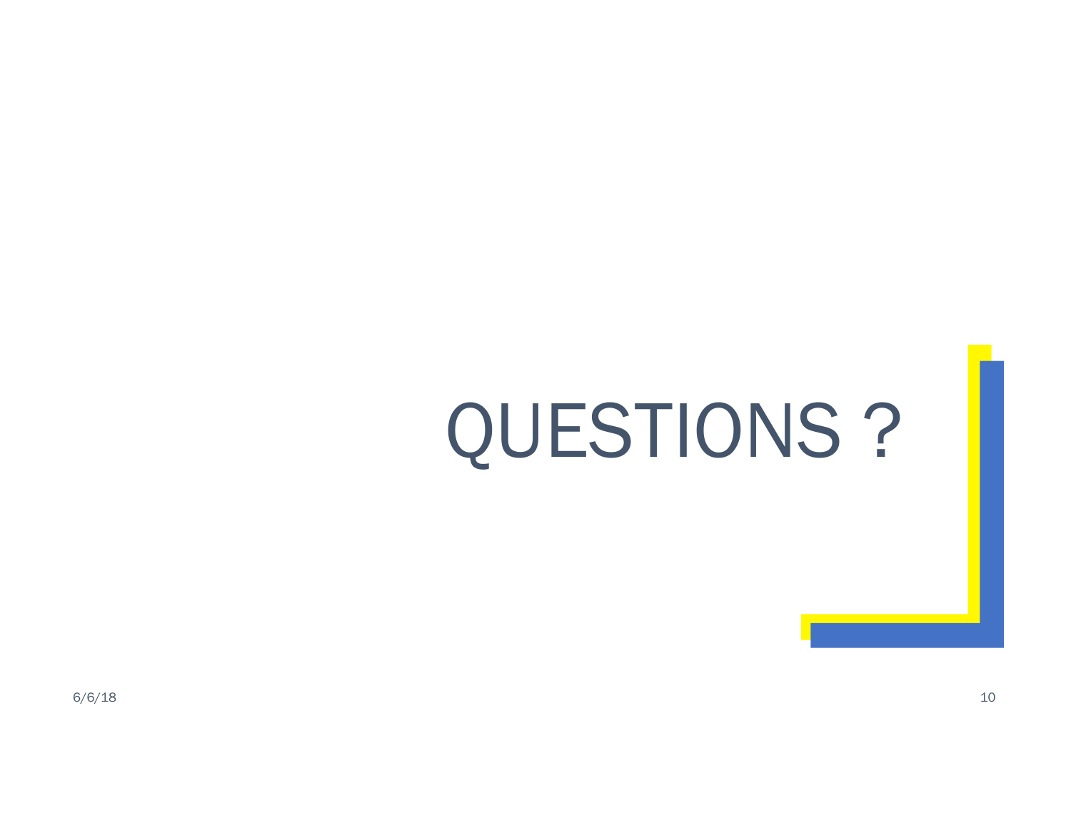# QUESTIONS ?